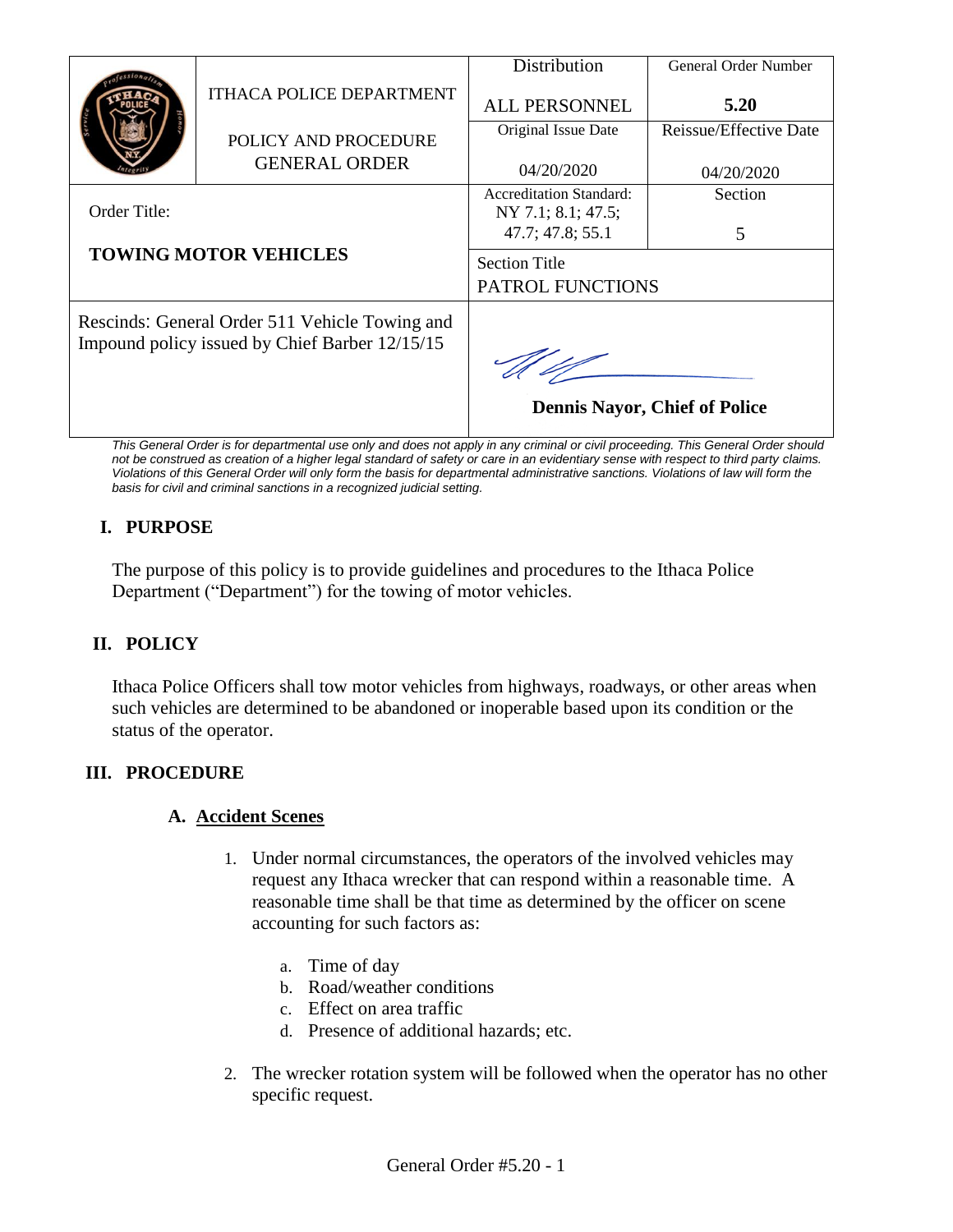| | ITHACA POLICE DEPARTMENT<br><br>POLICY AND PROCEDURE GENERAL ORDER | Distribution<br><br>ALL PERSONNEL | General Order Number<br><br>**5.20** |
|---|---|---|---|
| | | Original Issue Date<br><br>04/20/2020 | Reissue/Effective Date<br><br>04/20/2020 |
| Order Title:<br><br>**TOWING MOTOR VEHICLES** | | Accreditation Standard: NY 7.1; 8.1; 47.5; 47.7; 47.8; 55.1 | Section<br><br>5 |
| | | Section Title<br>PATROL FUNCTIONS | |
| Rescinds: General Order 511 Vehicle Towing and Impound policy issued by Chief Barber 12/15/15 | | **Dennis Nayor, Chief of Police** | |

*This General Order is for departmental use only and does not apply in any criminal or civil proceeding. This General Order should not be construed as creation of a higher legal standard of safety or care in an evidentiary sense with respect to third party claims. Violations of this General Order will only form the basis for departmental administrative sanctions. Violations of law will form the basis for civil and criminal sanctions in a recognized judicial setting.*

## I. PURPOSE

The purpose of this policy is to provide guidelines and procedures to the Ithaca Police Department ("Department") for the towing of motor vehicles.

## II. POLICY

Ithaca Police Officers shall tow motor vehicles from highways, roadways, or other areas when such vehicles are determined to be abandoned or inoperable based upon its condition or the status of the operator.

## III. PROCEDURE

### A. Accident Scenes

1. Under normal circumstances, the operators of the involved vehicles may request any Ithaca wrecker that can respond within a reasonable time. A reasonable time shall be that time as determined by the officer on scene accounting for such factors as:

   a. Time of day
   b. Road/weather conditions
   c. Effect on area traffic
   d. Presence of additional hazards; etc.

2. The wrecker rotation system will be followed when the operator has no other specific request.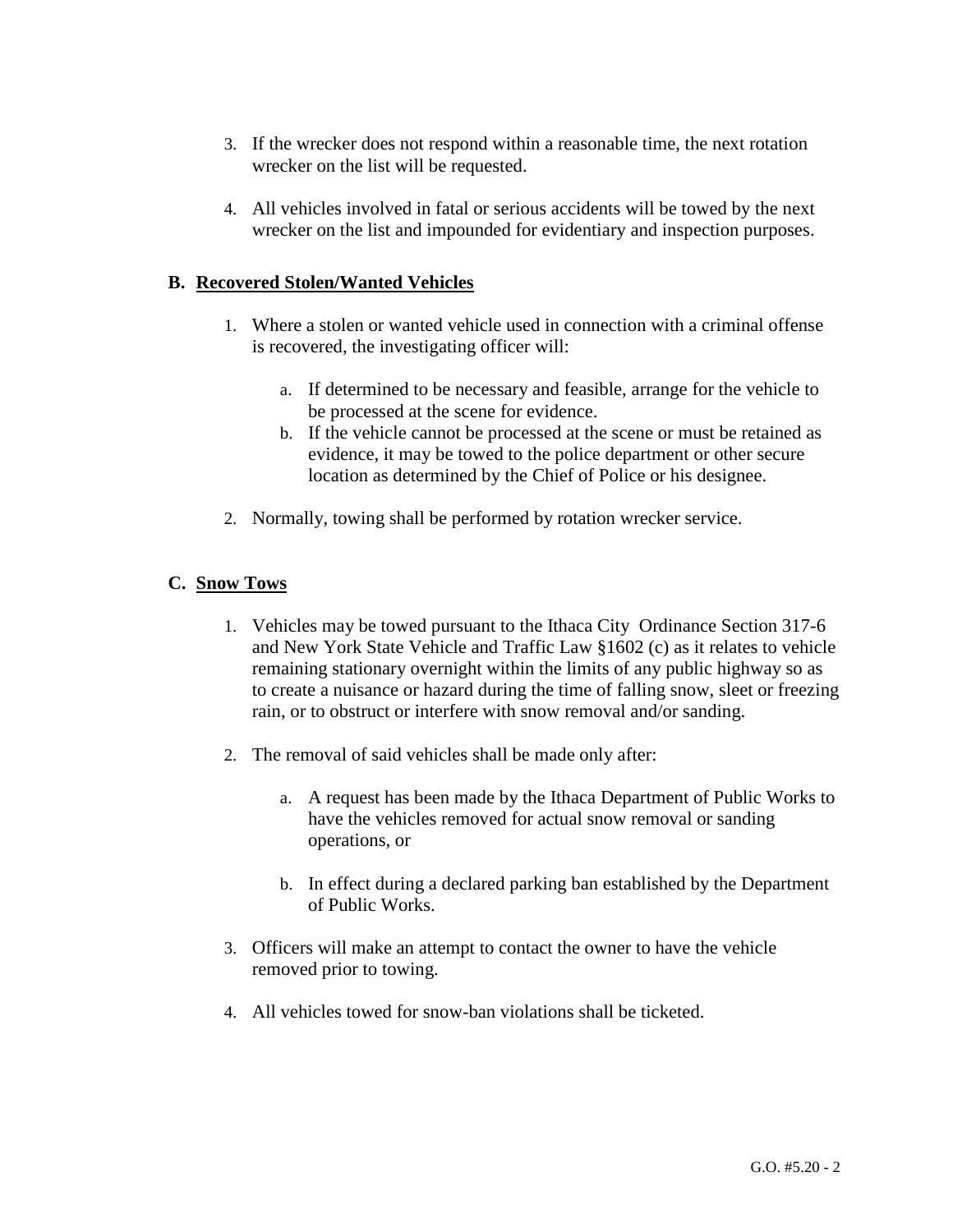3. If the wrecker does not respond within a reasonable time, the next rotation wrecker on the list will be requested.

4. All vehicles involved in fatal or serious accidents will be towed by the next wrecker on the list and impounded for evidentiary and inspection purposes.

### B. <u>Recovered Stolen/Wanted Vehicles</u>

1. Where a stolen or wanted vehicle used in connection with a criminal offense is recovered, the investigating officer will:

   a. If determined to be necessary and feasible, arrange for the vehicle to be processed at the scene for evidence.
   b. If the vehicle cannot be processed at the scene or must be retained as evidence, it may be towed to the police department or other secure location as determined by the Chief of Police or his designee.

2. Normally, towing shall be performed by rotation wrecker service.

### C. <u>Snow Tows</u>

1. Vehicles may be towed pursuant to the Ithaca City Ordinance Section 317-6 and New York State Vehicle and Traffic Law §1602 (c) as it relates to vehicle remaining stationary overnight within the limits of any public highway so as to create a nuisance or hazard during the time of falling snow, sleet or freezing rain, or to obstruct or interfere with snow removal and/or sanding.

2. The removal of said vehicles shall be made only after:

   a. A request has been made by the Ithaca Department of Public Works to have the vehicles removed for actual snow removal or sanding operations, or

   b. In effect during a declared parking ban established by the Department of Public Works.

3. Officers will make an attempt to contact the owner to have the vehicle removed prior to towing.

4. All vehicles towed for snow-ban violations shall be ticketed.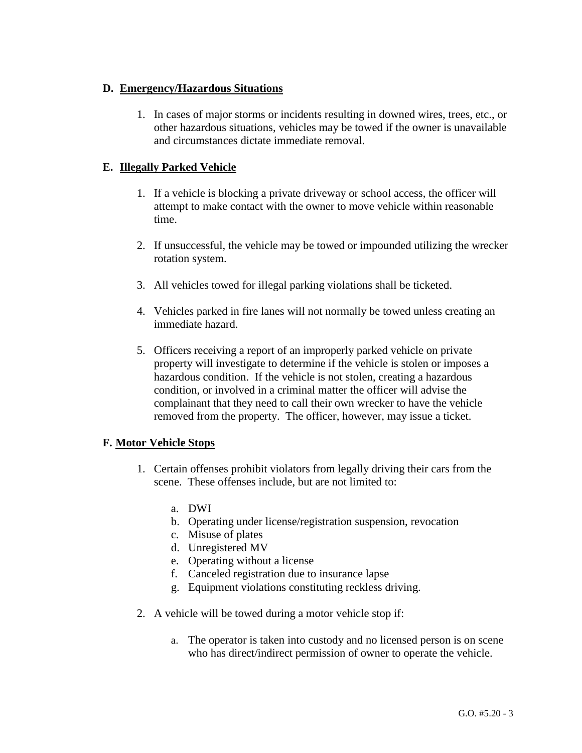## D. Emergency/Hazardous Situations

1. In cases of major storms or incidents resulting in downed wires, trees, etc., or other hazardous situations, vehicles may be towed if the owner is unavailable and circumstances dictate immediate removal.

## E. Illegally Parked Vehicle

1. If a vehicle is blocking a private driveway or school access, the officer will attempt to make contact with the owner to move vehicle within reasonable time.

2. If unsuccessful, the vehicle may be towed or impounded utilizing the wrecker rotation system.

3. All vehicles towed for illegal parking violations shall be ticketed.

4. Vehicles parked in fire lanes will not normally be towed unless creating an immediate hazard.

5. Officers receiving a report of an improperly parked vehicle on private property will investigate to determine if the vehicle is stolen or imposes a hazardous condition. If the vehicle is not stolen, creating a hazardous condition, or involved in a criminal matter the officer will advise the complainant that they need to call their own wrecker to have the vehicle removed from the property. The officer, however, may issue a ticket.

## F. Motor Vehicle Stops

1. Certain offenses prohibit violators from legally driving their cars from the scene. These offenses include, but are not limited to:

   a. DWI
   b. Operating under license/registration suspension, revocation
   c. Misuse of plates
   d. Unregistered MV
   e. Operating without a license
   f. Canceled registration due to insurance lapse
   g. Equipment violations constituting reckless driving.

2. A vehicle will be towed during a motor vehicle stop if:

   a. The operator is taken into custody and no licensed person is on scene who has direct/indirect permission of owner to operate the vehicle.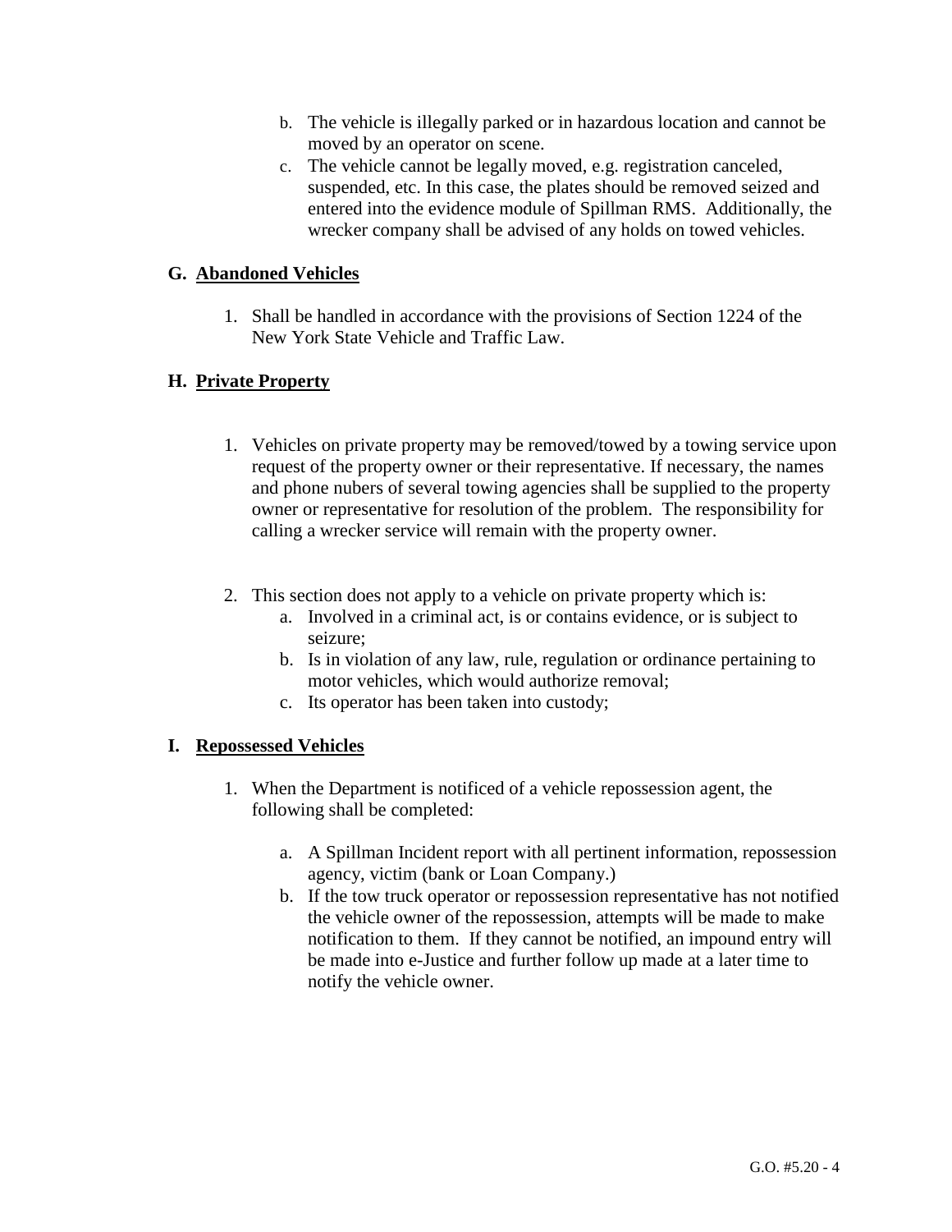b. The vehicle is illegally parked or in hazardous location and cannot be moved by an operator on scene.
c. The vehicle cannot be legally moved, e.g. registration canceled, suspended, etc. In this case, the plates should be removed seized and entered into the evidence module of Spillman RMS. Additionally, the wrecker company shall be advised of any holds on towed vehicles.

## G. Abandoned Vehicles

1. Shall be handled in accordance with the provisions of Section 1224 of the New York State Vehicle and Traffic Law.

## H. Private Property

1. Vehicles on private property may be removed/towed by a towing service upon request of the property owner or their representative. If necessary, the names and phone nubers of several towing agencies shall be supplied to the property owner or representative for resolution of the problem. The responsibility for calling a wrecker service will remain with the property owner.

2. This section does not apply to a vehicle on private property which is:
   a. Involved in a criminal act, is or contains evidence, or is subject to seizure;
   b. Is in violation of any law, rule, regulation or ordinance pertaining to motor vehicles, which would authorize removal;
   c. Its operator has been taken into custody;

## I. Repossessed Vehicles

1. When the Department is notificed of a vehicle repossession agent, the following shall be completed:

   a. A Spillman Incident report with all pertinent information, repossession agency, victim (bank or Loan Company.)
   b. If the tow truck operator or repossession representative has not notified the vehicle owner of the repossession, attempts will be made to make notification to them. If they cannot be notified, an impound entry will be made into e-Justice and further follow up made at a later time to notify the vehicle owner.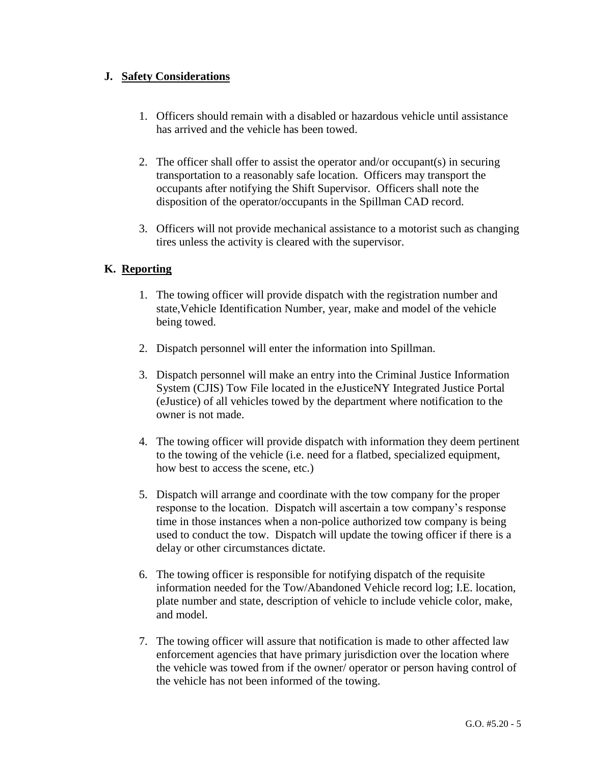## J. Safety Considerations

1. Officers should remain with a disabled or hazardous vehicle until assistance has arrived and the vehicle has been towed.

2. The officer shall offer to assist the operator and/or occupant(s) in securing transportation to a reasonably safe location. Officers may transport the occupants after notifying the Shift Supervisor. Officers shall note the disposition of the operator/occupants in the Spillman CAD record.

3. Officers will not provide mechanical assistance to a motorist such as changing tires unless the activity is cleared with the supervisor.

## K. Reporting

1. The towing officer will provide dispatch with the registration number and state,Vehicle Identification Number, year, make and model of the vehicle being towed.

2. Dispatch personnel will enter the information into Spillman.

3. Dispatch personnel will make an entry into the Criminal Justice Information System (CJIS) Tow File located in the eJusticeNY Integrated Justice Portal (eJustice) of all vehicles towed by the department where notification to the owner is not made.

4. The towing officer will provide dispatch with information they deem pertinent to the towing of the vehicle (i.e. need for a flatbed, specialized equipment, how best to access the scene, etc.)

5. Dispatch will arrange and coordinate with the tow company for the proper response to the location. Dispatch will ascertain a tow company's response time in those instances when a non-police authorized tow company is being used to conduct the tow. Dispatch will update the towing officer if there is a delay or other circumstances dictate.

6. The towing officer is responsible for notifying dispatch of the requisite information needed for the Tow/Abandoned Vehicle record log; I.E. location, plate number and state, description of vehicle to include vehicle color, make, and model.

7. The towing officer will assure that notification is made to other affected law enforcement agencies that have primary jurisdiction over the location where the vehicle was towed from if the owner/ operator or person having control of the vehicle has not been informed of the towing.